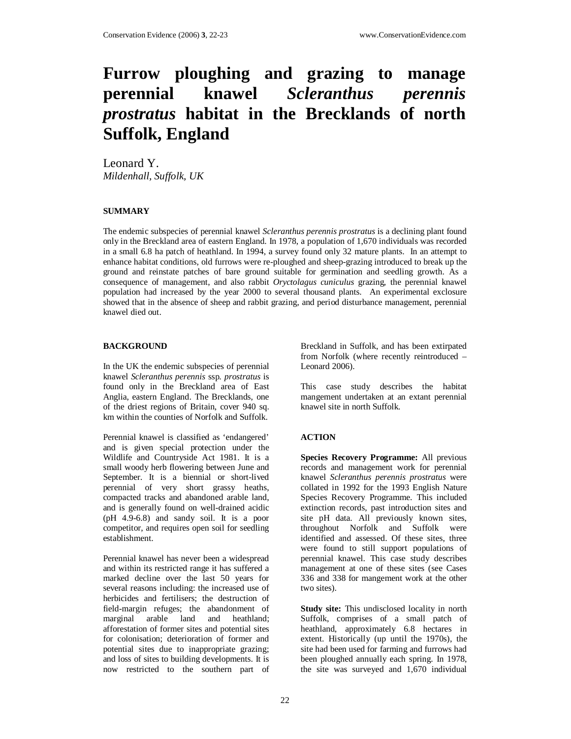# Furrow ploughing and grazing to manage perennial knawel *Scleranthus perennis prostratus* habitat in the Brecklands of north Suffolk, England

Leonard Y.
*Mildenhall, Suffolk, UK*

## SUMMARY

The endemic subspecies of perennial knawel *Scleranthus perennis prostratus* is a declining plant found only in the Breckland area of eastern England. In 1978, a population of 1,670 individuals was recorded in a small 6.8 ha patch of heathland. In 1994, a survey found only 32 mature plants. In an attempt to enhance habitat conditions, old furrows were re-ploughed and sheep-grazing introduced to break up the ground and reinstate patches of bare ground suitable for germination and seedling growth. As a consequence of management, and also rabbit *Oryctolagus cuniculus* grazing, the perennial knawel population had increased by the year 2000 to several thousand plants. An experimental exclosure showed that in the absence of sheep and rabbit grazing, and period disturbance management, perennial knawel died out.

## BACKGROUND

In the UK the endemic subspecies of perennial knawel *Scleranthus perennis* ssp. *prostratus* is found only in the Breckland area of East Anglia, eastern England. The Brecklands, one of the driest regions of Britain, cover 940 sq. km within the counties of Norfolk and Suffolk.

Perennial knawel is classified as 'endangered' and is given special protection under the Wildlife and Countryside Act 1981. It is a small woody herb flowering between June and September. It is a biennial or short-lived perennial of very short grassy heaths, compacted tracks and abandoned arable land, and is generally found on well-drained acidic (pH 4.9-6.8) and sandy soil. It is a poor competitor, and requires open soil for seedling establishment.

Perennial knawel has never been a widespread and within its restricted range it has suffered a marked decline over the last 50 years for several reasons including: the increased use of herbicides and fertilisers; the destruction of field-margin refuges; the abandonment of marginal arable land and heathland; afforestation of former sites and potential sites for colonisation; deterioration of former and potential sites due to inappropriate grazing; and loss of sites to building developments. It is now restricted to the southern part of Breckland in Suffolk, and has been extirpated from Norfolk (where recently reintroduced – Leonard 2006).

This case study describes the habitat mangement undertaken at an extant perennial knawel site in north Suffolk.

## ACTION

**Species Recovery Programme:** All previous records and management work for perennial knawel *Scleranthus perennis prostratus* were collated in 1992 for the 1993 English Nature Species Recovery Programme. This included extinction records, past introduction sites and site pH data. All previously known sites, throughout Norfolk and Suffolk were identified and assessed. Of these sites, three were found to still support populations of perennial knawel. This case study describes management at one of these sites (see Cases 336 and 338 for mangement work at the other two sites).

**Study site:** This undisclosed locality in north Suffolk, comprises of a small patch of heathland, approximately 6.8 hectares in extent. Historically (up until the 1970s), the site had been used for farming and furrows had been ploughed annually each spring. In 1978, the site was surveyed and 1,670 individual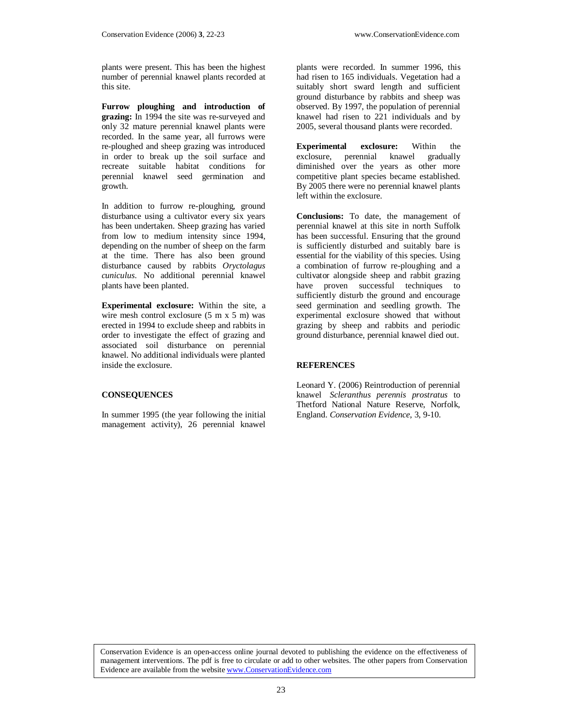plants were present. This has been the highest number of perennial knawel plants recorded at this site.

**Furrow ploughing and introduction of grazing:** In 1994 the site was re-surveyed and only 32 mature perennial knawel plants were recorded. In the same year, all furrows were re-ploughed and sheep grazing was introduced in order to break up the soil surface and recreate suitable habitat conditions for perennial knawel seed germination and growth.

In addition to furrow re-ploughing, ground disturbance using a cultivator every six years has been undertaken. Sheep grazing has varied from low to medium intensity since 1994, depending on the number of sheep on the farm at the time. There has also been ground disturbance caused by rabbits *Oryctolagus cuniculus*. No additional perennial knawel plants have been planted.

**Experimental exclosure:** Within the site, a wire mesh control exclosure (5 m x 5 m) was erected in 1994 to exclude sheep and rabbits in order to investigate the effect of grazing and associated soil disturbance on perennial knawel. No additional individuals were planted inside the exclosure.

## CONSEQUENCES

In summer 1995 (the year following the initial management activity), 26 perennial knawel plants were recorded. In summer 1996, this had risen to 165 individuals. Vegetation had a suitably short sward length and sufficient ground disturbance by rabbits and sheep was observed. By 1997, the population of perennial knawel had risen to 221 individuals and by 2005, several thousand plants were recorded.

**Experimental exclosure:** Within the exclosure, perennial knawel gradually diminished over the years as other more competitive plant species became established. By 2005 there were no perennial knawel plants left within the exclosure.

**Conclusions:** To date, the management of perennial knawel at this site in north Suffolk has been successful. Ensuring that the ground is sufficiently disturbed and suitably bare is essential for the viability of this species. Using a combination of furrow re-ploughing and a cultivator alongside sheep and rabbit grazing have proven successful techniques to sufficiently disturb the ground and encourage seed germination and seedling growth. The experimental exclosure showed that without grazing by sheep and rabbits and periodic ground disturbance, perennial knawel died out.

## REFERENCES

Leonard Y. (2006) Reintroduction of perennial knawel *Scleranthus perennis prostratus* to Thetford National Nature Reserve, Norfolk, England. *Conservation Evidence,* 3, 9-10.

Conservation Evidence is an open-access online journal devoted to publishing the evidence on the effectiveness of management interventions. The pdf is free to circulate or add to other websites. The other papers from Conservation Evidence are available from the website www.ConservationEvidence.com